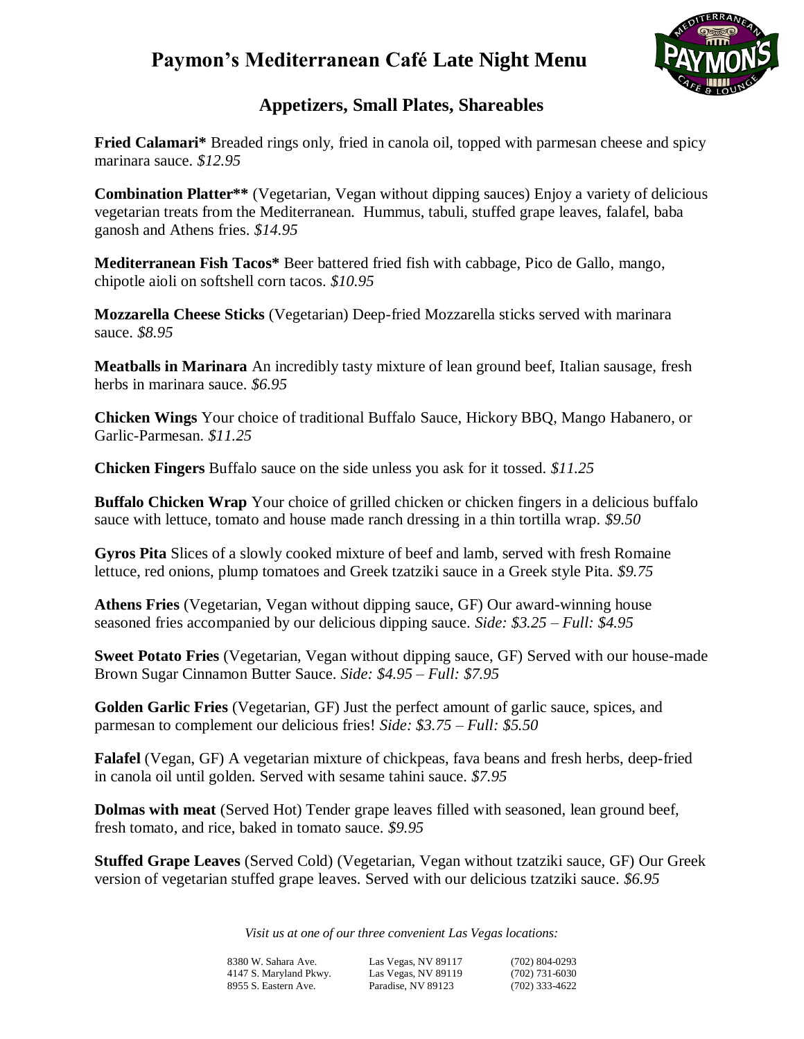# Paymon's Mediterranean Café Late Night Menu

## Appetizers, Small Plates, Shareables

**Fried Calamari*** Breaded rings only, fried in canola oil, topped with parmesan cheese and spicy marinara sauce. *$12.95*

**Combination Platter**** (Vegetarian, Vegan without dipping sauces) Enjoy a variety of delicious vegetarian treats from the Mediterranean. Hummus, tabuli, stuffed grape leaves, falafel, baba ganosh and Athens fries. *$14.95*

**Mediterranean Fish Tacos*** Beer battered fried fish with cabbage, Pico de Gallo, mango, chipotle aioli on softshell corn tacos. *$10.95*

**Mozzarella Cheese Sticks** (Vegetarian) Deep-fried Mozzarella sticks served with marinara sauce. *$8.95*

**Meatballs in Marinara** An incredibly tasty mixture of lean ground beef, Italian sausage, fresh herbs in marinara sauce. *$6.95*

**Chicken Wings** Your choice of traditional Buffalo Sauce, Hickory BBQ, Mango Habanero, or Garlic-Parmesan. *$11.25*

**Chicken Fingers** Buffalo sauce on the side unless you ask for it tossed. *$11.25*

**Buffalo Chicken Wrap** Your choice of grilled chicken or chicken fingers in a delicious buffalo sauce with lettuce, tomato and house made ranch dressing in a thin tortilla wrap. *$9.50*

**Gyros Pita** Slices of a slowly cooked mixture of beef and lamb, served with fresh Romaine lettuce, red onions, plump tomatoes and Greek tzatziki sauce in a Greek style Pita. *$9.75*

**Athens Fries** (Vegetarian, Vegan without dipping sauce, GF) Our award-winning house seasoned fries accompanied by our delicious dipping sauce. *Side: $3.25 – Full: $4.95*

**Sweet Potato Fries** (Vegetarian, Vegan without dipping sauce, GF) Served with our house-made Brown Sugar Cinnamon Butter Sauce. *Side: $4.95 – Full: $7.95*

**Golden Garlic Fries** (Vegetarian, GF) Just the perfect amount of garlic sauce, spices, and parmesan to complement our delicious fries! *Side: $3.75 – Full: $5.50*

**Falafel** (Vegan, GF) A vegetarian mixture of chickpeas, fava beans and fresh herbs, deep-fried in canola oil until golden. Served with sesame tahini sauce. *$7.95*

**Dolmas with meat** (Served Hot) Tender grape leaves filled with seasoned, lean ground beef, fresh tomato, and rice, baked in tomato sauce. *$9.95*

**Stuffed Grape Leaves** (Served Cold) (Vegetarian, Vegan without tzatziki sauce, GF) Our Greek version of vegetarian stuffed grape leaves. Served with our delicious tzatziki sauce. *$6.95*

*Visit us at one of our three convenient Las Vegas locations:*

| | | |
|---|---|---|
| 8380 W. Sahara Ave. | Las Vegas, NV 89117 | (702) 804-0293 |
| 4147 S. Maryland Pkwy. | Las Vegas, NV 89119 | (702) 731-6030 |
| 8955 S. Eastern Ave. | Paradise, NV 89123 | (702) 333-4622 |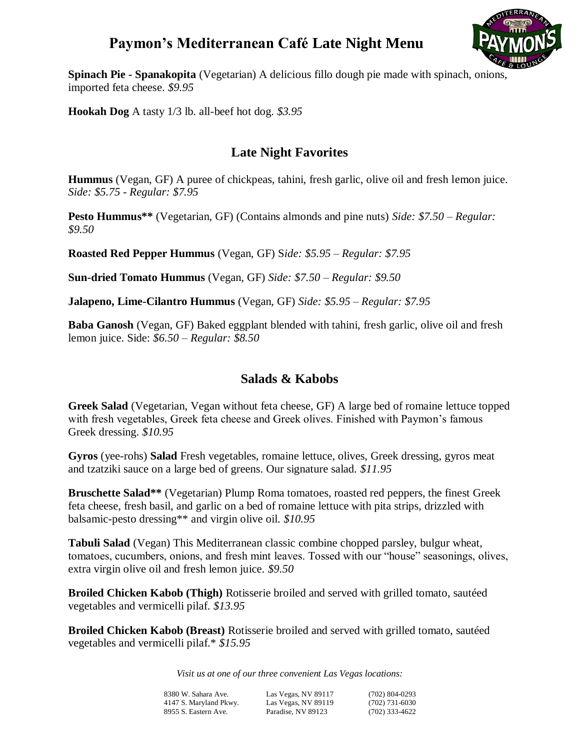# Paymon's Mediterranean Café Late Night Menu

**Spinach Pie - Spanakopita** (Vegetarian) A delicious fillo dough pie made with spinach, onions, imported feta cheese. *$9.95*

**Hookah Dog** A tasty 1/3 lb. all-beef hot dog. *$3.95*

## Late Night Favorites

**Hummus** (Vegan, GF) A puree of chickpeas, tahini, fresh garlic, olive oil and fresh lemon juice. *Side: $5.75 - Regular: $7.95*

**Pesto Hummus**** (Vegetarian, GF) (Contains almonds and pine nuts) *Side: $7.50 – Regular: $9.50*

**Roasted Red Pepper Hummus** (Vegan, GF) S*ide: $5.95 – Regular: $7.95*

**Sun-dried Tomato Hummus** (Vegan, GF) *Side: $7.50 – Regular: $9.50*

**Jalapeno, Lime-Cilantro Hummus** (Vegan, GF) *Side: $5.95 – Regular: $7.95*

**Baba Ganosh** (Vegan, GF) Baked eggplant blended with tahini, fresh garlic, olive oil and fresh lemon juice. Side: *$6.50 – Regular: $8.50*

## Salads & Kabobs

**Greek Salad** (Vegetarian, Vegan without feta cheese, GF) A large bed of romaine lettuce topped with fresh vegetables, Greek feta cheese and Greek olives. Finished with Paymon's famous Greek dressing. *$10.95*

**Gyros** (yee-rohs) **Salad** Fresh vegetables, romaine lettuce, olives, Greek dressing, gyros meat and tzatziki sauce on a large bed of greens. Our signature salad. *$11.95*

**Bruschette Salad**** (Vegetarian) Plump Roma tomatoes, roasted red peppers, the finest Greek feta cheese, fresh basil, and garlic on a bed of romaine lettuce with pita strips, drizzled with balsamic-pesto dressing** and virgin olive oil. *$10.95*

**Tabuli Salad** (Vegan) This Mediterranean classic combine chopped parsley, bulgur wheat, tomatoes, cucumbers, onions, and fresh mint leaves. Tossed with our "house" seasonings, olives, extra virgin olive oil and fresh lemon juice. *$9.50*

**Broiled Chicken Kabob (Thigh)** Rotisserie broiled and served with grilled tomato, sautéed vegetables and vermicelli pilaf. *$13.95*

**Broiled Chicken Kabob (Breast)** Rotisserie broiled and served with grilled tomato, sautéed vegetables and vermicelli pilaf.* *$15.95*

*Visit us at one of our three convenient Las Vegas locations:*

| | | |
|---|---|---|
| 8380 W. Sahara Ave. | Las Vegas, NV 89117 | (702) 804-0293 |
| 4147 S. Maryland Pkwy. | Las Vegas, NV 89119 | (702) 731-6030 |
| 8955 S. Eastern Ave. | Paradise, NV 89123 | (702) 333-4622 |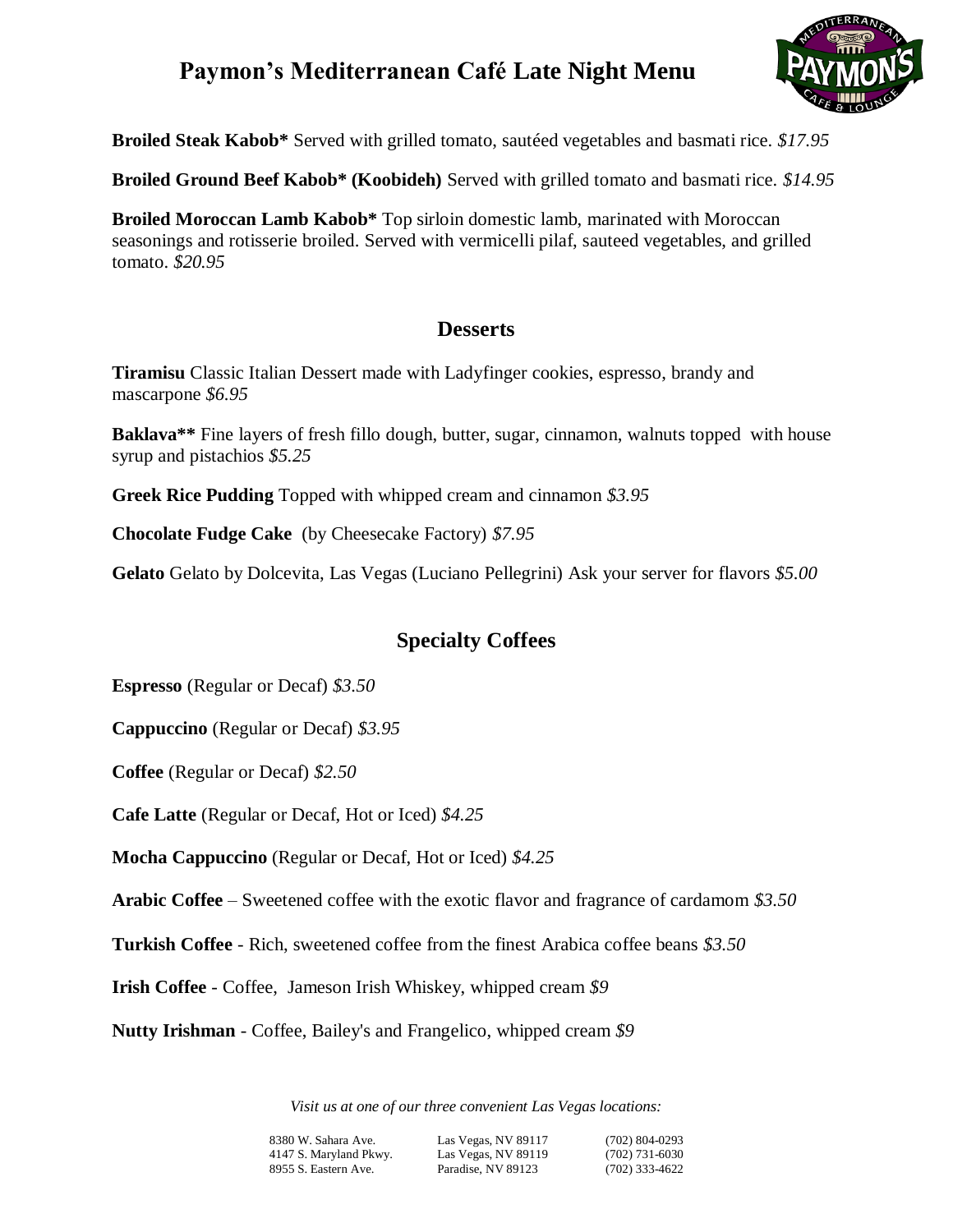# Paymon's Mediterranean Café Late Night Menu

**Broiled Steak Kabob*** Served with grilled tomato, sautéed vegetables and basmati rice. *$17.95*

**Broiled Ground Beef Kabob* (Koobideh)** Served with grilled tomato and basmati rice. *$14.95*

**Broiled Moroccan Lamb Kabob*** Top sirloin domestic lamb, marinated with Moroccan seasonings and rotisserie broiled. Served with vermicelli pilaf, sauteed vegetables, and grilled tomato. *$20.95*

## Desserts

**Tiramisu** Classic Italian Dessert made with Ladyfinger cookies, espresso, brandy and mascarpone *$6.95*

**Baklava**** Fine layers of fresh fillo dough, butter, sugar, cinnamon, walnuts topped with house syrup and pistachios *$5.25*

**Greek Rice Pudding** Topped with whipped cream and cinnamon *$3.95*

**Chocolate Fudge Cake** (by Cheesecake Factory) *$7.95*

**Gelato** Gelato by Dolcevita, Las Vegas (Luciano Pellegrini) Ask your server for flavors *$5.00*

## Specialty Coffees

**Espresso** (Regular or Decaf) *$3.50*

**Cappuccino** (Regular or Decaf) *$3.95*

**Coffee** (Regular or Decaf) *$2.50*

**Cafe Latte** (Regular or Decaf, Hot or Iced) *$4.25*

**Mocha Cappuccino** (Regular or Decaf, Hot or Iced) *$4.25*

**Arabic Coffee** – Sweetened coffee with the exotic flavor and fragrance of cardamom *$3.50*

**Turkish Coffee** - Rich, sweetened coffee from the finest Arabica coffee beans *$3.50*

**Irish Coffee** - Coffee, Jameson Irish Whiskey, whipped cream *$9*

**Nutty Irishman** - Coffee, Bailey's and Frangelico, whipped cream *$9*

*Visit us at one of our three convenient Las Vegas locations:*

| | | |
|---|---|---|
| 8380 W. Sahara Ave. | Las Vegas, NV 89117 | (702) 804-0293 |
| 4147 S. Maryland Pkwy. | Las Vegas, NV 89119 | (702) 731-6030 |
| 8955 S. Eastern Ave. | Paradise, NV 89123 | (702) 333-4622 |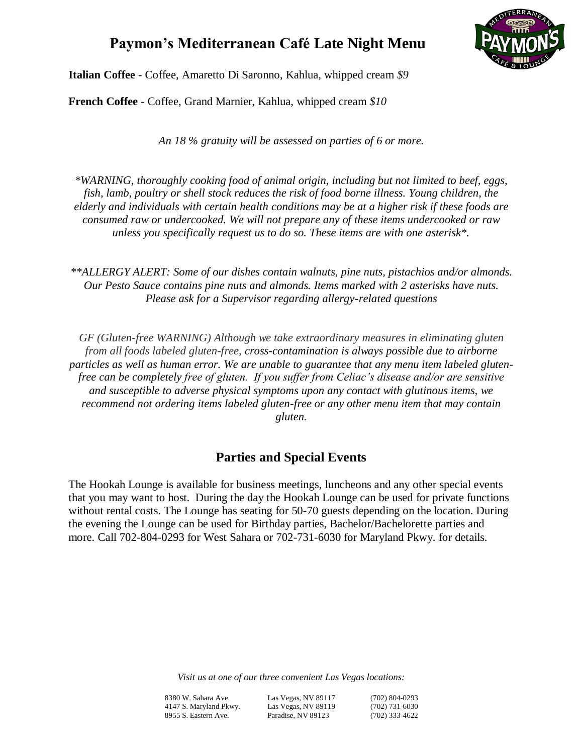# Paymon's Mediterranean Café Late Night Menu

**Italian Coffee** - Coffee, Amaretto Di Saronno, Kahlua, whipped cream *$9*

**French Coffee** - Coffee, Grand Marnier, Kahlua, whipped cream *$10*

*An 18 % gratuity will be assessed on parties of 6 or more.*

**WARNING, thoroughly cooking food of animal origin, including but not limited to beef, eggs, fish, lamb, poultry or shell stock reduces the risk of food borne illness. Young children, the elderly and individuals with certain health conditions may be at a higher risk if these foods are consumed raw or undercooked. We will not prepare any of these items undercooked or raw unless you specifically request us to do so. These items are with one asterisk*.*

***ALLERGY ALERT: Some of our dishes contain walnuts, pine nuts, pistachios and/or almonds. Our Pesto Sauce contains pine nuts and almonds. Items marked with 2 asterisks have nuts. Please ask for a Supervisor regarding allergy-related questions*

*GF (Gluten-free WARNING) Although we take extraordinary measures in eliminating gluten from all foods labeled gluten-free, cross-contamination is always possible due to airborne particles as well as human error. We are unable to guarantee that any menu item labeled gluten-free can be completely free of gluten. If you suffer from Celiac's disease and/or are sensitive and susceptible to adverse physical symptoms upon any contact with glutinous items, we recommend not ordering items labeled gluten-free or any other menu item that may contain gluten.*

## Parties and Special Events

The Hookah Lounge is available for business meetings, luncheons and any other special events that you may want to host. During the day the Hookah Lounge can be used for private functions without rental costs. The Lounge has seating for 50-70 guests depending on the location. During the evening the Lounge can be used for Birthday parties, Bachelor/Bachelorette parties and more. Call 702-804-0293 for West Sahara or 702-731-6030 for Maryland Pkwy. for details.

*Visit us at one of our three convenient Las Vegas locations:*

| | | |
|---|---|---|
| 8380 W. Sahara Ave. | Las Vegas, NV 89117 | (702) 804-0293 |
| 4147 S. Maryland Pkwy. | Las Vegas, NV 89119 | (702) 731-6030 |
| 8955 S. Eastern Ave. | Paradise, NV 89123 | (702) 333-4622 |